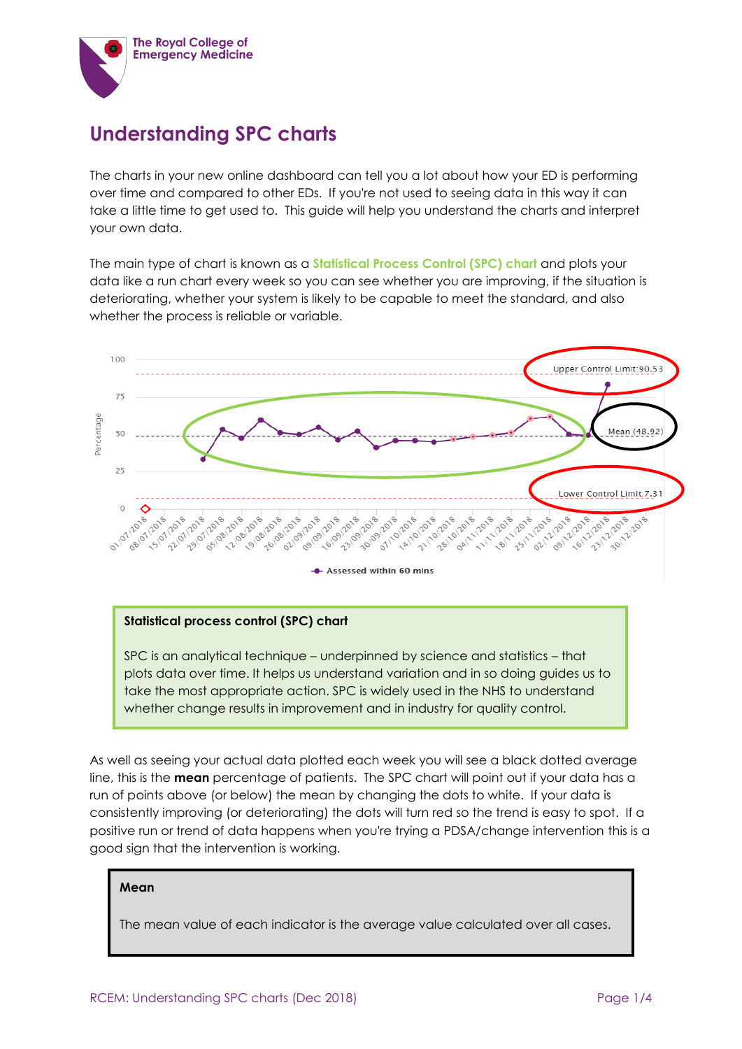# Understanding SPC charts

The charts in your new online dashboard can tell you a lot about how your ED is performing over time and compared to other EDs. If you're not used to seeing data in this way it can take a little time to get used to. This guide will help you understand the charts and interpret your own data.

The main type of chart is known as a **Statistical Process Control (SPC) chart** and plots your data like a run chart every week so you can see whether you are improving, if the situation is deteriorating, whether your system is likely to be capable to meet the standard, and also whether the process is reliable or variable.

**Statistical process control (SPC) chart**

SPC is an analytical technique – underpinned by science and statistics – that plots data over time. It helps us understand variation and in so doing guides us to take the most appropriate action. SPC is widely used in the NHS to understand whether change results in improvement and in industry for quality control.

As well as seeing your actual data plotted each week you will see a black dotted average line, this is the **mean** percentage of patients. The SPC chart will point out if your data has a run of points above (or below) the mean by changing the dots to white. If your data is consistently improving (or deteriorating) the dots will turn red so the trend is easy to spot. If a positive run or trend of data happens when you're trying a PDSA/change intervention this is a good sign that the intervention is working.

**Mean**

The mean value of each indicator is the average value calculated over all cases.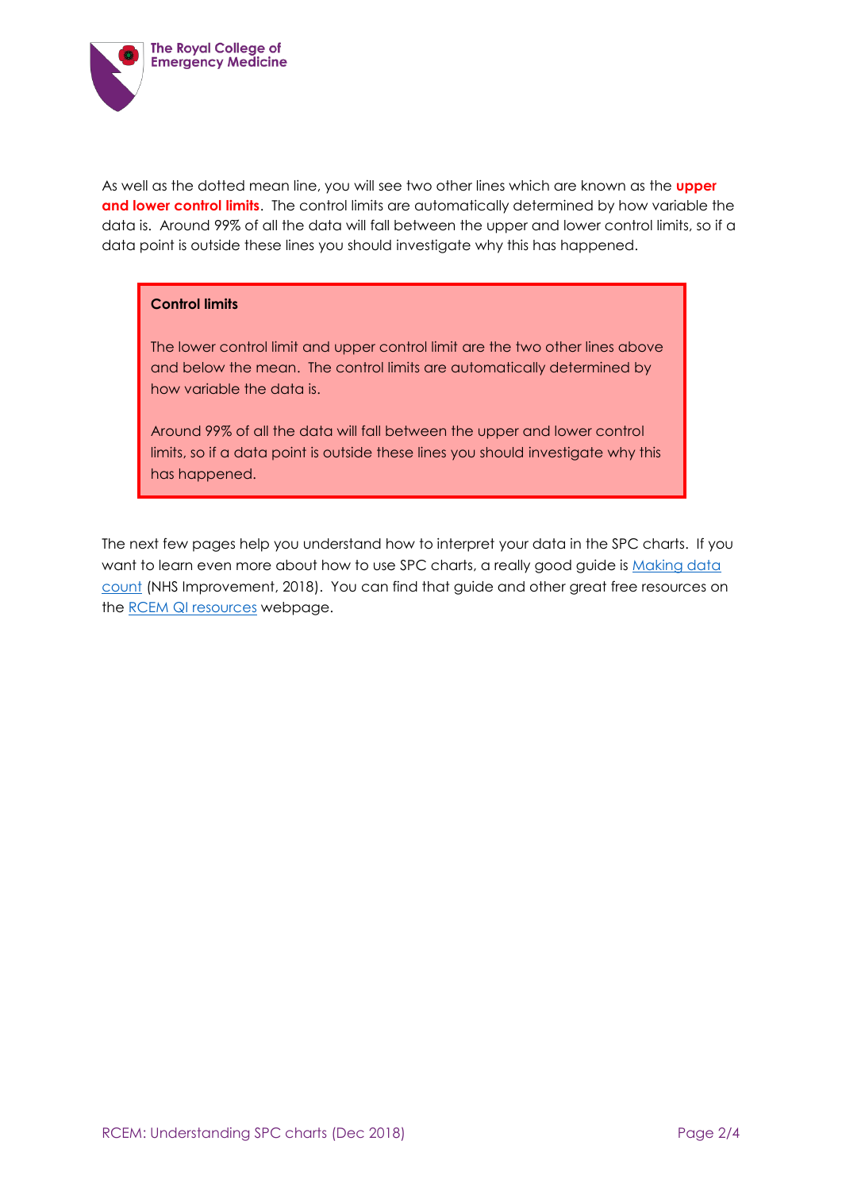As well as the dotted mean line, you will see two other lines which are known as the **upper and lower control limits**. The control limits are automatically determined by how variable the data is. Around 99% of all the data will fall between the upper and lower control limits, so if a data point is outside these lines you should investigate why this has happened.

> **Control limits**
>
> The lower control limit and upper control limit are the two other lines above and below the mean. The control limits are automatically determined by how variable the data is.
>
> Around 99% of all the data will fall between the upper and lower control limits, so if a data point is outside these lines you should investigate why this has happened.

The next few pages help you understand how to interpret your data in the SPC charts. If you want to learn even more about how to use SPC charts, a really good guide is Making data count (NHS Improvement, 2018). You can find that guide and other great free resources on the RCEM QI resources webpage.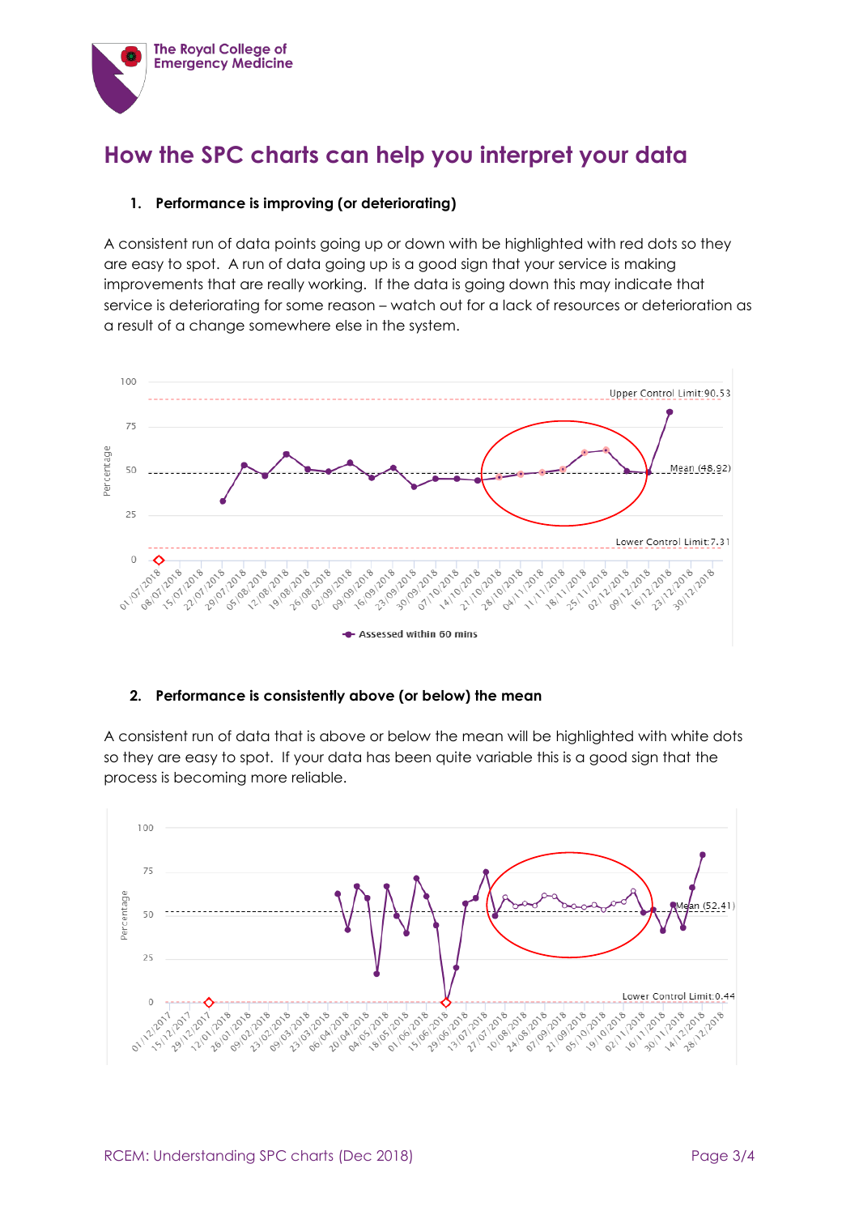# How the SPC charts can help you interpret your data

## 1. Performance is improving (or deteriorating)

A consistent run of data points going up or down with be highlighted with red dots so they are easy to spot. A run of data going up is a good sign that your service is making improvements that are really working. If the data is going down this may indicate that service is deteriorating for some reason – watch out for a lack of resources or deterioration as a result of a change somewhere else in the system.

## 2. Performance is consistently above (or below) the mean

A consistent run of data that is above or below the mean will be highlighted with white dots so they are easy to spot. If your data has been quite variable this is a good sign that the process is becoming more reliable.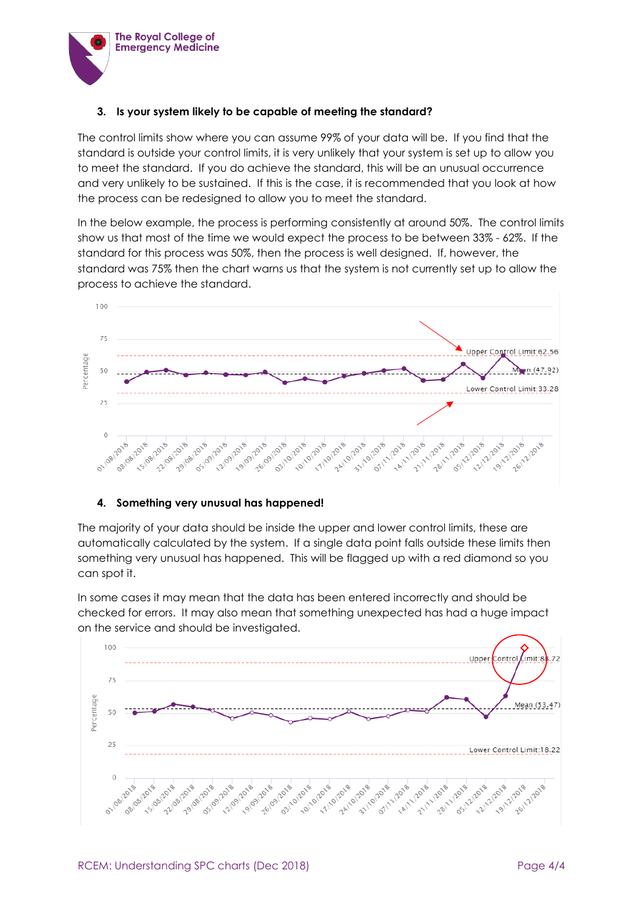### 3. Is your system likely to be capable of meeting the standard?

The control limits show where you can assume 99% of your data will be. If you find that the standard is outside your control limits, it is very unlikely that your system is set up to allow you to meet the standard. If you do achieve the standard, this will be an unusual occurrence and very unlikely to be sustained. If this is the case, it is recommended that you look at how the process can be redesigned to allow you to meet the standard.

In the below example, the process is performing consistently at around 50%. The control limits show us that most of the time we would expect the process to be between 33% - 62%. If the standard for this process was 50%, then the process is well designed. If, however, the standard was 75% then the chart warns us that the system is not currently set up to allow the process to achieve the standard.

Percentage

100
75
50
25
0

Upper Control Limit:62.56
Mean (47.92)
Lower Control Limit:33.28

01/08/2018 08/08/2018 15/08/2018 22/08/2018 29/08/2018 05/09/2018 12/09/2018 19/09/2018 26/09/2018 03/10/2018 10/10/2018 17/10/2018 24/10/2018 31/10/2018 07/11/2018 14/11/2018 21/11/2018 28/11/2018 05/12/2018 12/12/2018 19/12/2018 26/12/2018

### 4. Something very unusual has happened!

The majority of your data should be inside the upper and lower control limits, these are automatically calculated by the system. If a single data point falls outside these limits then something very unusual has happened. This will be flagged up with a red diamond so you can spot it.

In some cases it may mean that the data has been entered incorrectly and should be checked for errors. It may also mean that something unexpected has had a huge impact on the service and should be investigated.

Percentage

100
75
50
25
0

Upper Control Limit:88.72
Mean (53.47)
Lower Control Limit:18.22

01/08/2018 08/08/2018 15/08/2018 22/08/2018 29/08/2018 05/09/2018 12/09/2018 19/09/2018 26/09/2018 03/10/2018 10/10/2018 17/10/2018 24/10/2018 31/10/2018 07/11/2018 14/11/2018 21/11/2018 28/11/2018 05/12/2018 12/12/2018 19/12/2018 26/12/2018